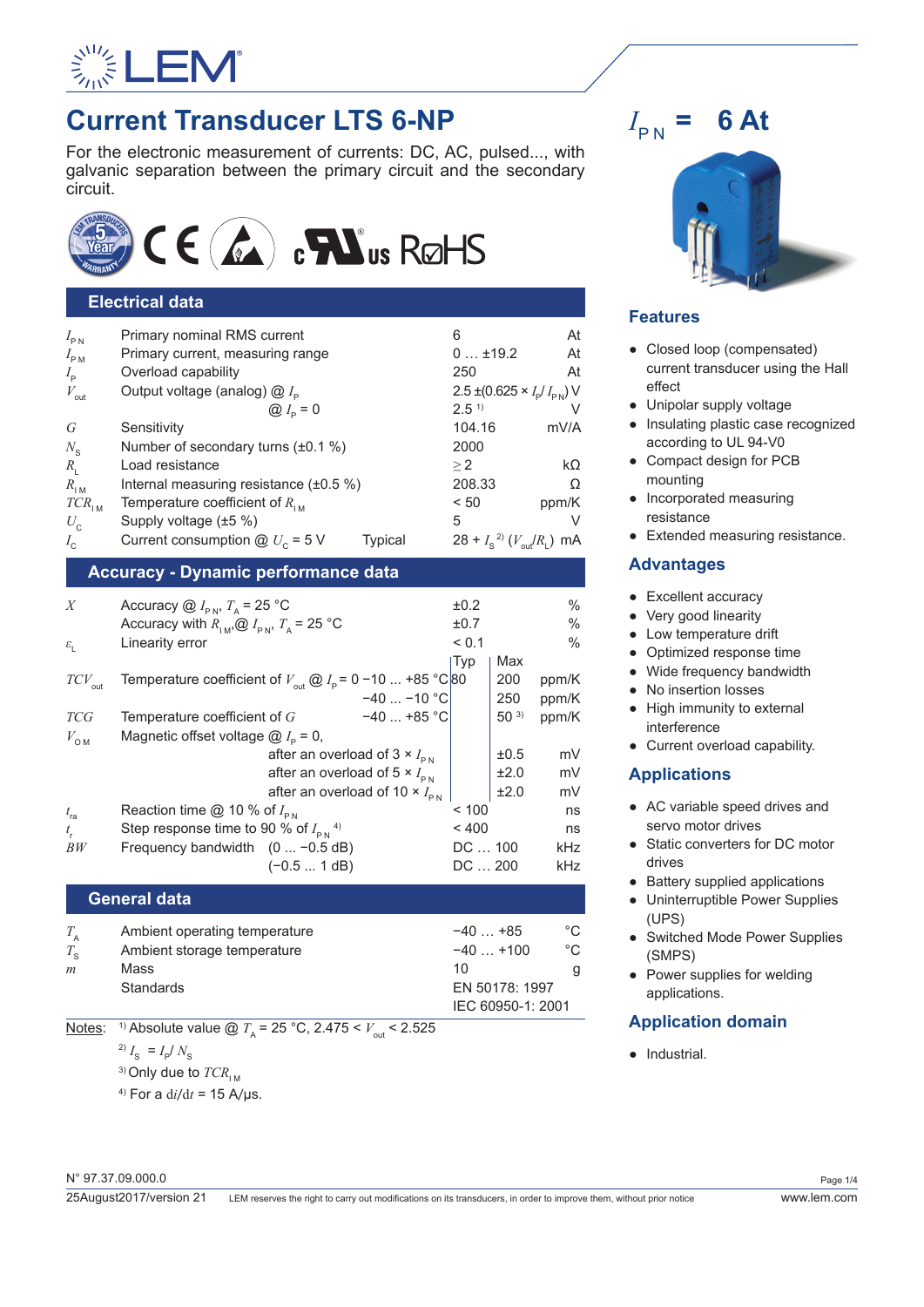# Current Transducer LTS 6-NP

$I_{PN}$ = 6 At

For the electronic measurement of currents: DC, AC, pulsed..., with galvanic separation between the primary circuit and the secondary circuit.

## Electrical data

| Symbol | Parameter | | Value | Unit |
|---|---|---|---|---|
| $I_{PN}$ | Primary nominal RMS current | | 6 | At |
| $I_{PM}$ | Primary current, measuring range | | 0 … ±19.2 | At |
| $I_P$ | Overload capability | | 250 | At |
| $V_{out}$ | Output voltage (analog) @ $I_P$ | | 2.5 ±(0.625 × $I_P$/ $I_{PN}$) | V |
| | @ $I_P$ = 0 | | 2.5 [1] | V |
| $G$ | Sensitivity | | 104.16 | mV/A |
| $N_S$ | Number of secondary turns (±0.1 %) | | 2000 | |
| $R_L$ | Load resistance | | ≥ 2 | kΩ |
| $R_{IM}$ | Internal measuring resistance (±0.5 %) | | 208.33 | Ω |
| $TCR_{IM}$ | Temperature coefficient of $R_{IM}$ | | < 50 | ppm/K |
| $U_C$ | Supply voltage (±5 %) | | 5 | V |
| $I_C$ | Current consumption @ $U_C$ = 5 V | Typical | 28 + $I_S$ [2] ($V_{out}$/$R_L$) | mA |

## Accuracy - Dynamic performance data

| Symbol | Parameter | Condition | Typ | Max | Unit |
|---|---|---|---|---|---|
| $X$ | Accuracy @ $I_{PN}$, $T_A$ = 25 °C | | ±0.2 | | % |
| | Accuracy with $R_{IM}$, @ $I_{PN}$, $T_A$ = 25 °C | | ±0.7 | | % |
| $\varepsilon_L$ | Linearity error | | < 0.1 | | % |
| $TCV_{out}$ | Temperature coefficient of $V_{out}$ @ $I_P$ = 0 | −10 ... +85 °C | 80 | 200 | ppm/K |
| | | −40 ... −10 °C | | 250 | ppm/K |
| $TCG$ | Temperature coefficient of $G$ | −40 ... +85 °C | | 50 [3] | ppm/K |
| $V_{OM}$ | Magnetic offset voltage @ $I_P$ = 0, | | | | |
| | | after an overload of 3 × $I_{PN}$ | | ±0.5 | mV |
| | | after an overload of 5 × $I_{PN}$ | | ±2.0 | mV |
| | | after an overload of 10 × $I_{PN}$ | | ±2.0 | mV |
| $t_{ra}$ | Reaction time @ 10 % of $I_{PN}$ | | < 100 | | ns |
| $t_r$ | Step response time to 90 % of $I_{PN}$ [4] | | < 400 | | ns |
| $BW$ | Frequency bandwidth | (0 ... −0.5 dB) | DC … 100 | | kHz |
| | | (−0.5 ... 1 dB) | DC … 200 | | kHz |

## General data

| Symbol | Parameter | Value | Unit |
|---|---|---|---|
| $T_A$ | Ambient operating temperature | −40 … +85 | °C |
| $T_S$ | Ambient storage temperature | −40 … +100 | °C |
| $m$ | Mass | 10 | g |
| | Standards | EN 50178: 1997<br>IEC 60950-1: 2001 | |

Notes:
[1] Absolute value @ $T_A$ = 25 °C, 2.475 < $V_{out}$ < 2.525
[2] $I_S = I_P / N_S$
[3] Only due to $TCR_{IM}$
[4] For a d$i$/d$t$ = 15 A/µs.

## Features

- Closed loop (compensated) current transducer using the Hall effect
- Unipolar supply voltage
- Insulating plastic case recognized according to UL 94-V0
- Compact design for PCB mounting
- Incorporated measuring resistance
- Extended measuring resistance.

## Advantages

- Excellent accuracy
- Very good linearity
- Low temperature drift
- Optimized response time
- Wide frequency bandwidth
- No insertion losses
- High immunity to external interference
- Current overload capability.

## Applications

- AC variable speed drives and servo motor drives
- Static converters for DC motor drives
- Battery supplied applications
- Uninterruptible Power Supplies (UPS)
- Switched Mode Power Supplies (SMPS)
- Power supplies for welding applications.

## Application domain

- Industrial.

N° 97.37.09.000.0

25August2017/version 21 LEM reserves the right to carry out modifications on its transducers, in order to improve them, without prior notice www.lem.com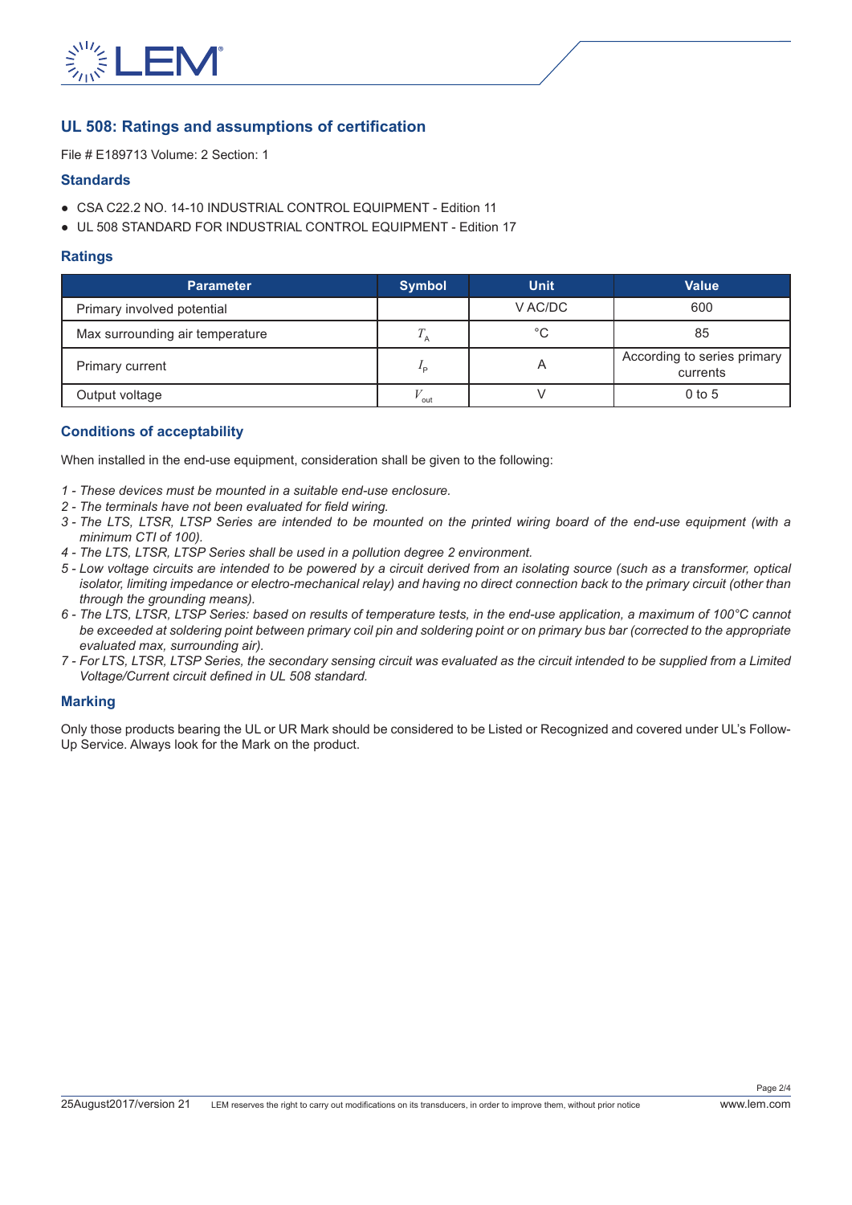## UL 508: Ratings and assumptions of certification

File # E189713 Volume: 2 Section: 1

### Standards

- CSA C22.2 NO. 14-10 INDUSTRIAL CONTROL EQUIPMENT - Edition 11
- UL 508 STANDARD FOR INDUSTRIAL CONTROL EQUIPMENT - Edition 17

### Ratings

| Parameter | Symbol | Unit | Value |
|---|---|---|---|
| Primary involved potential | | V AC/DC | 600 |
| Max surrounding air temperature | $T_A$ | °C | 85 |
| Primary current | $I_P$ | A | According to series primary currents |
| Output voltage | $V_{out}$ | V | 0 to 5 |

### Conditions of acceptability

When installed in the end-use equipment, consideration shall be given to the following:

1 - *These devices must be mounted in a suitable end-use enclosure.*
2 - *The terminals have not been evaluated for field wiring.*
3 - *The LTS, LTSR, LTSP Series are intended to be mounted on the printed wiring board of the end-use equipment (with a minimum CTI of 100).*
4 - *The LTS, LTSR, LTSP Series shall be used in a pollution degree 2 environment.*
5 - *Low voltage circuits are intended to be powered by a circuit derived from an isolating source (such as a transformer, optical isolator, limiting impedance or electro-mechanical relay) and having no direct connection back to the primary circuit (other than through the grounding means).*
6 - *The LTS, LTSR, LTSP Series: based on results of temperature tests, in the end-use application, a maximum of 100°C cannot be exceeded at soldering point between primary coil pin and soldering point or on primary bus bar (corrected to the appropriate evaluated max, surrounding air).*
7 - *For LTS, LTSR, LTSP Series, the secondary sensing circuit was evaluated as the circuit intended to be supplied from a Limited Voltage/Current circuit defined in UL 508 standard.*

### Marking

Only those products bearing the UL or UR Mark should be considered to be Listed or Recognized and covered under UL's Follow-Up Service. Always look for the Mark on the product.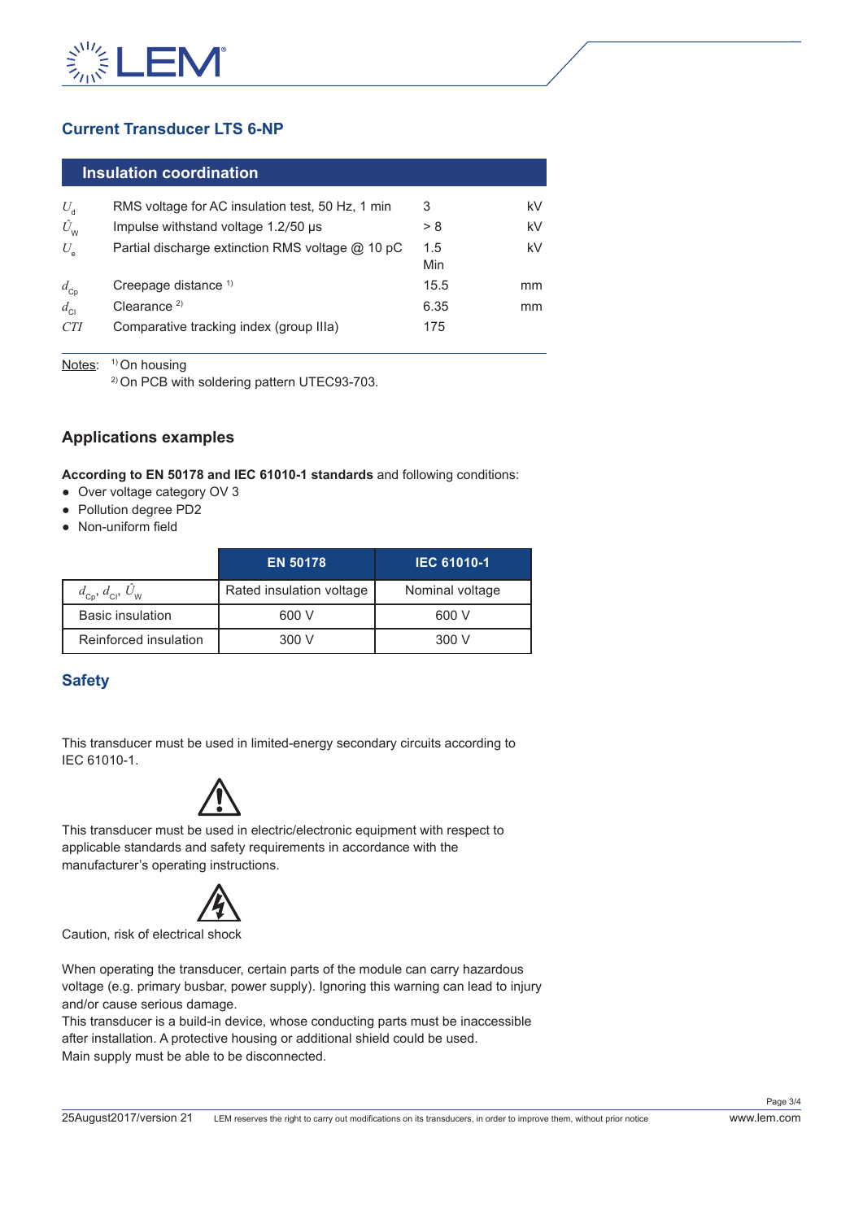## Current Transducer LTS 6-NP

### Insulation coordination

| | | | |
|---|---|---|---|
| $U_d$ | RMS voltage for AC insulation test, 50 Hz, 1 min | 3 | kV |
| $\hat{U}_W$ | Impulse withstand voltage 1.2/50 µs | > 8 | kV |
| $U_e$ | Partial discharge extinction RMS voltage @ 10 pC | 1.5 Min | kV |
| $d_{Cp}$ | Creepage distance [1] | 15.5 | mm |
| $d_{Cl}$ | Clearance [2] | 6.35 | mm |
| $CTI$ | Comparative tracking index (group IIIa) | 175 | |

Notes: [1] On housing
[2] On PCB with soldering pattern UTEC93-703.

### Applications examples

**According to EN 50178 and IEC 61010-1 standards** and following conditions:

- Over voltage category OV 3
- Pollution degree PD2
- Non-uniform field

| | EN 50178 | IEC 61010-1 |
|---|---|---|
| $d_{Cp}$, $d_{Cl}$, $\hat{U}_W$ | Rated insulation voltage | Nominal voltage |
| Basic insulation | 600 V | 600 V |
| Reinforced insulation | 300 V | 300 V |

## Safety

This transducer must be used in limited-energy secondary circuits according to IEC 61010-1.

This transducer must be used in electric/electronic equipment with respect to applicable standards and safety requirements in accordance with the manufacturer's operating instructions.

Caution, risk of electrical shock

When operating the transducer, certain parts of the module can carry hazardous voltage (e.g. primary busbar, power supply). Ignoring this warning can lead to injury and/or cause serious damage.
This transducer is a build-in device, whose conducting parts must be inaccessible after installation. A protective housing or additional shield could be used.
Main supply must be able to be disconnected.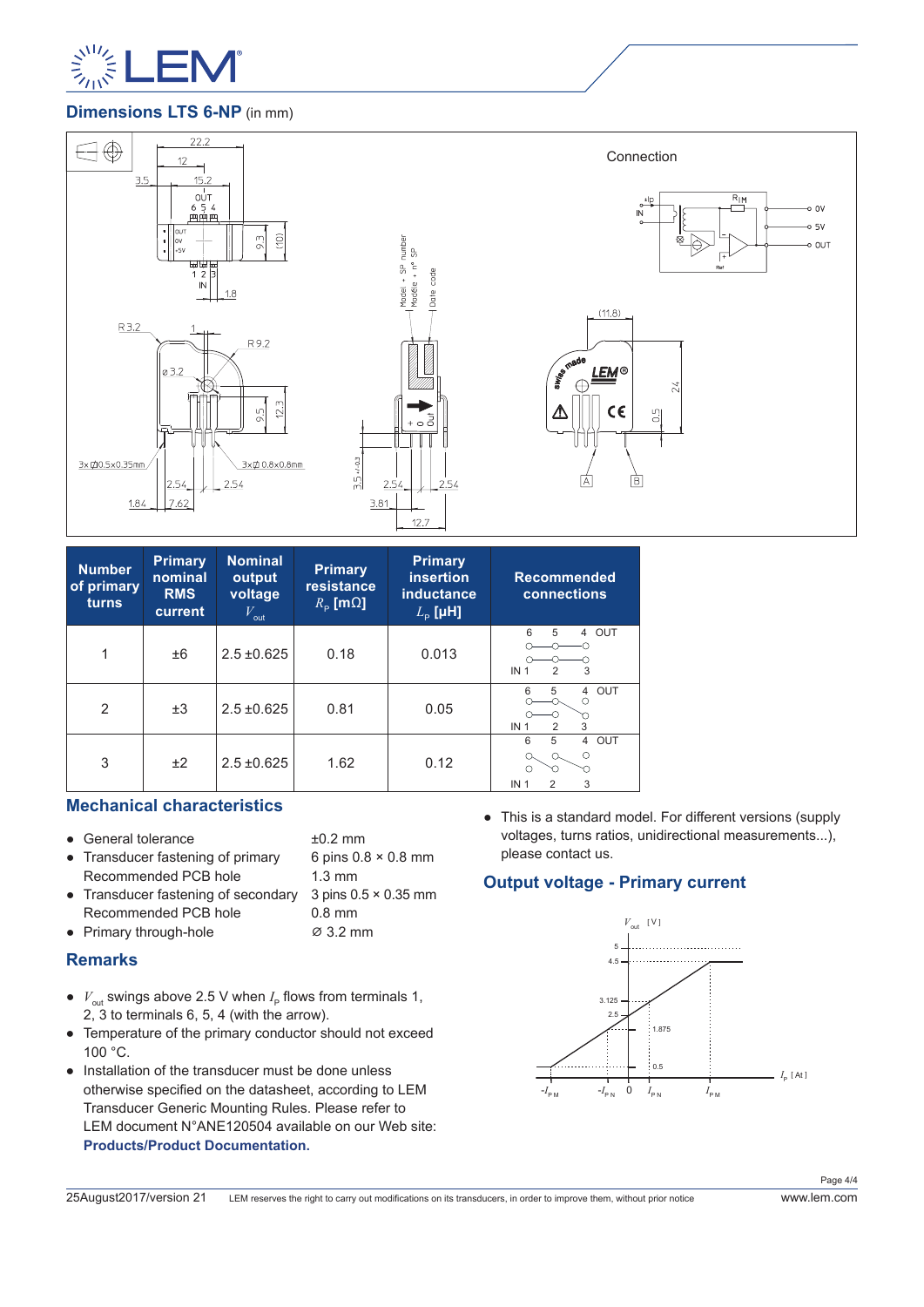## Dimensions LTS 6-NP (in mm)

Connection

| Number of primary turns | Primary nominal RMS current | Nominal output voltage $V_{out}$ | Primary resistance $R_P$ [mΩ] | Primary insertion inductance $L_P$ [µH] | Recommended connections |
|---|---|---|---|---|---|
| 1 | ±6 | 2.5 ±0.625 | 0.18 | 0.013 | 6 5 4 OUT / IN 1 2 3 |
| 2 | ±3 | 2.5 ±0.625 | 0.81 | 0.05 | 6 5 4 OUT / IN 1 2 3 |
| 3 | ±2 | 2.5 ±0.625 | 1.62 | 0.12 | 6 5 4 OUT / IN 1 2 3 |

## Mechanical characteristics

- General tolerance: ±0.2 mm
- Transducer fastening of primary: 6 pins 0.8 × 0.8 mm
  Recommended PCB hole: 1.3 mm
- Transducer fastening of secondary: 3 pins 0.5 × 0.35 mm
  Recommended PCB hole: 0.8 mm
- Primary through-hole: ∅ 3.2 mm

## Remarks

- $V_{out}$ swings above 2.5 V when $I_P$ flows from terminals 1, 2, 3 to terminals 6, 5, 4 (with the arrow).
- Temperature of the primary conductor should not exceed 100 °C.
- Installation of the transducer must be done unless otherwise specified on the datasheet, according to LEM Transducer Generic Mounting Rules. Please refer to LEM document N°ANE120504 available on our Web site: **Products/Product Documentation.**

- This is a standard model. For different versions (supply voltages, turns ratios, unidirectional measurements...), please contact us.

## Output voltage - Primary current

$V_{out}$ [V]
5
4.5
3.125
2.5
1.875
0.5
$I_P$ [At]
$-I_{PM}$ $-I_{PN}$ 0 $I_{PN}$ $I_{PM}$

25August2017/version 21 LEM reserves the right to carry out modifications on its transducers, in order to improve them, without prior notice www.lem.com